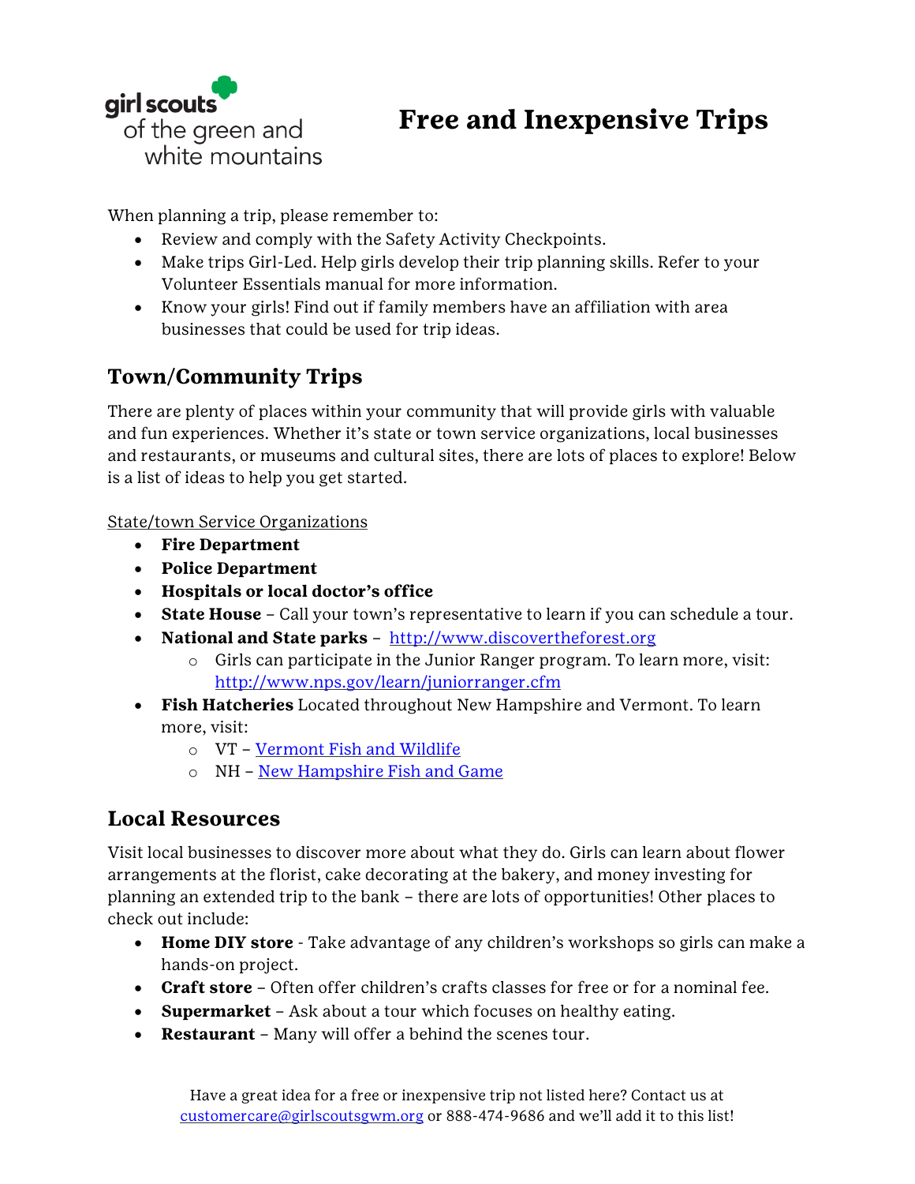girl scouts of the green and white mountains

# Free and Inexpensive Trips

When planning a trip, please remember to:

- Review and comply with the Safety Activity Checkpoints.
- Make trips Girl-Led. Help girls develop their trip planning skills. Refer to your Volunteer Essentials manual for more information.
- Know your girls! Find out if family members have an affiliation with area businesses that could be used for trip ideas.

## Town/Community Trips

There are plenty of places within your community that will provide girls with valuable and fun experiences. Whether it's state or town service organizations, local businesses and restaurants, or museums and cultural sites, there are lots of places to explore! Below is a list of ideas to help you get started.

State/town Service Organizations

- **Fire Department**
- **Police Department**
- **Hospitals or local doctor's office**
- **State House** – Call your town's representative to learn if you can schedule a tour.
- **National and State parks** – http://www.discovertheforest.org
  - Girls can participate in the Junior Ranger program. To learn more, visit: http://www.nps.gov/learn/juniorranger.cfm
- **Fish Hatcheries** Located throughout New Hampshire and Vermont. To learn more, visit:
  - VT – Vermont Fish and Wildlife
  - NH – New Hampshire Fish and Game

## Local Resources

Visit local businesses to discover more about what they do. Girls can learn about flower arrangements at the florist, cake decorating at the bakery, and money investing for planning an extended trip to the bank – there are lots of opportunities! Other places to check out include:

- **Home DIY store** - Take advantage of any children's workshops so girls can make a hands-on project.
- **Craft store** – Often offer children's crafts classes for free or for a nominal fee.
- **Supermarket** – Ask about a tour which focuses on healthy eating.
- **Restaurant** – Many will offer a behind the scenes tour.

Have a great idea for a free or inexpensive trip not listed here? Contact us at customercare@girlscoutsgwm.org or 888-474-9686 and we'll add it to this list!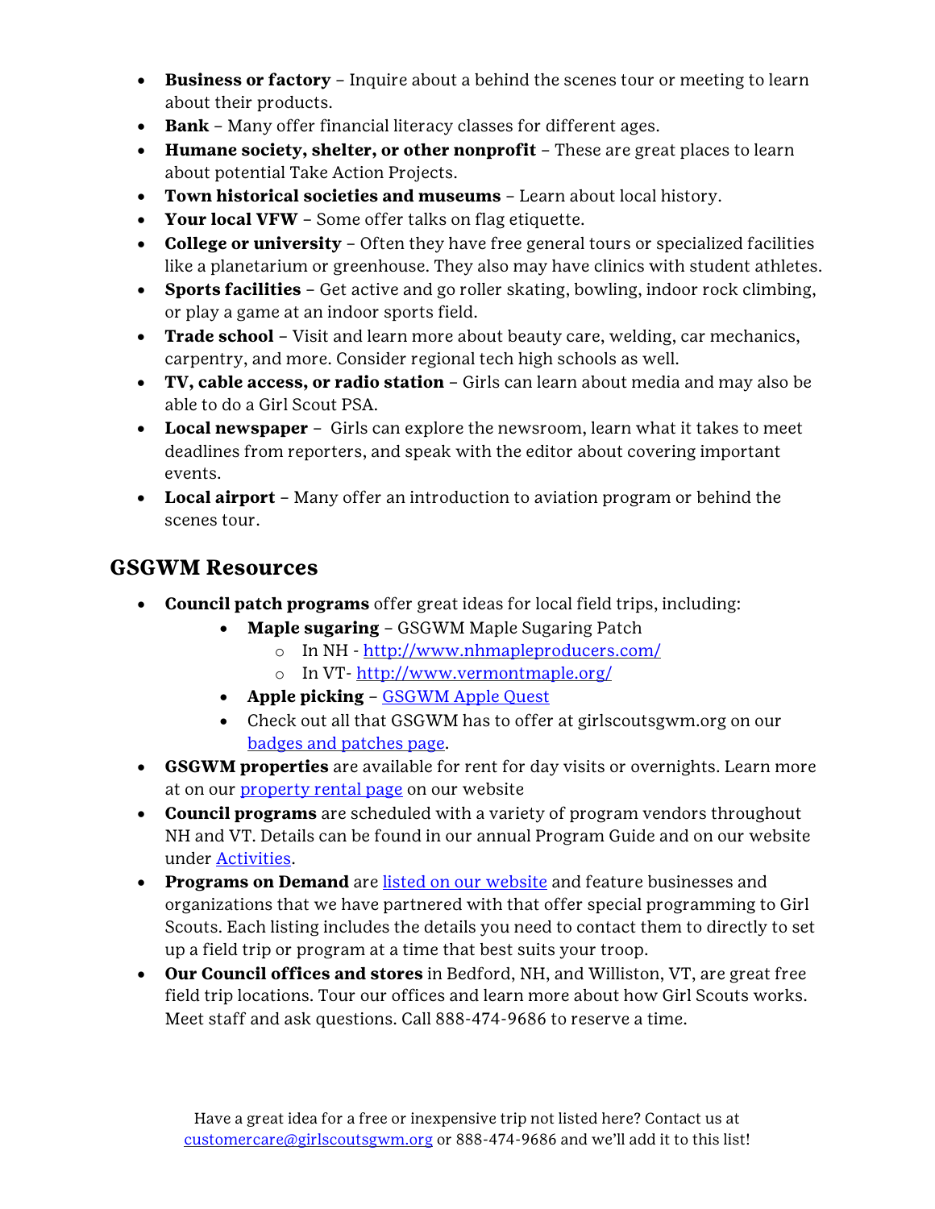- **Business or factory** – Inquire about a behind the scenes tour or meeting to learn about their products.
- **Bank** – Many offer financial literacy classes for different ages.
- **Humane society, shelter, or other nonprofit** – These are great places to learn about potential Take Action Projects.
- **Town historical societies and museums** – Learn about local history.
- **Your local VFW** – Some offer talks on flag etiquette.
- **College or university** – Often they have free general tours or specialized facilities like a planetarium or greenhouse. They also may have clinics with student athletes.
- **Sports facilities** – Get active and go roller skating, bowling, indoor rock climbing, or play a game at an indoor sports field.
- **Trade school** – Visit and learn more about beauty care, welding, car mechanics, carpentry, and more. Consider regional tech high schools as well.
- **TV, cable access, or radio station** – Girls can learn about media and may also be able to do a Girl Scout PSA.
- **Local newspaper** – Girls can explore the newsroom, learn what it takes to meet deadlines from reporters, and speak with the editor about covering important events.
- **Local airport** – Many offer an introduction to aviation program or behind the scenes tour.

## GSGWM Resources

- **Council patch programs** offer great ideas for local field trips, including:
    - **Maple sugaring** – GSGWM Maple Sugaring Patch
        - In NH - http://www.nhmapleproducers.com/
        - In VT- http://www.vermontmaple.org/
    - **Apple picking** – GSGWM Apple Quest
    - Check out all that GSGWM has to offer at girlscoutsgwm.org on our badges and patches page.
- **GSGWM properties** are available for rent for day visits or overnights. Learn more at on our property rental page on our website
- **Council programs** are scheduled with a variety of program vendors throughout NH and VT. Details can be found in our annual Program Guide and on our website under Activities.
- **Programs on Demand** are listed on our website and feature businesses and organizations that we have partnered with that offer special programming to Girl Scouts. Each listing includes the details you need to contact them to directly to set up a field trip or program at a time that best suits your troop.
- **Our Council offices and stores** in Bedford, NH, and Williston, VT, are great free field trip locations. Tour our offices and learn more about how Girl Scouts works. Meet staff and ask questions. Call 888-474-9686 to reserve a time.

Have a great idea for a free or inexpensive trip not listed here? Contact us at customercare@girlscoutsgwm.org or 888-474-9686 and we'll add it to this list!